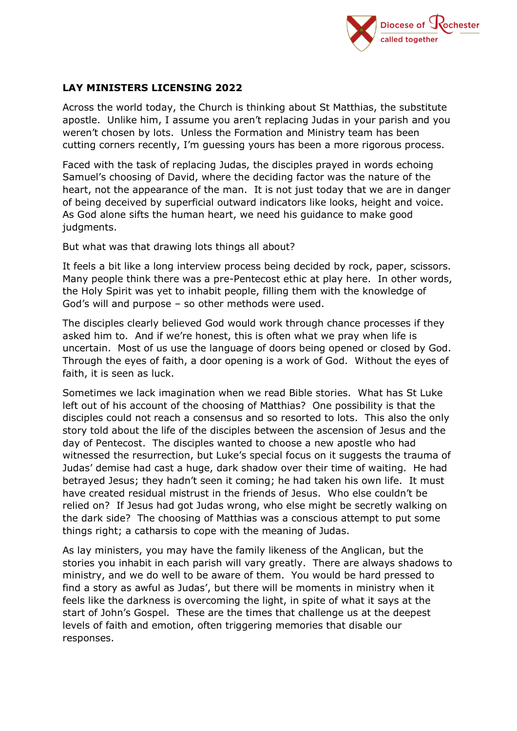## LAY MINISTERS LICENSING 2022

Across the world today, the Church is thinking about St Matthias, the substitute apostle. Unlike him, I assume you aren't replacing Judas in your parish and you weren't chosen by lots. Unless the Formation and Ministry team has been cutting corners recently, I'm guessing yours has been a more rigorous process.

Faced with the task of replacing Judas, the disciples prayed in words echoing Samuel's choosing of David, where the deciding factor was the nature of the heart, not the appearance of the man. It is not just today that we are in danger of being deceived by superficial outward indicators like looks, height and voice. As God alone sifts the human heart, we need his guidance to make good judgments.

But what was that drawing lots things all about?

It feels a bit like a long interview process being decided by rock, paper, scissors. Many people think there was a pre-Pentecost ethic at play here. In other words, the Holy Spirit was yet to inhabit people, filling them with the knowledge of God's will and purpose – so other methods were used.

The disciples clearly believed God would work through chance processes if they asked him to. And if we're honest, this is often what we pray when life is uncertain. Most of us use the language of doors being opened or closed by God. Through the eyes of faith, a door opening is a work of God. Without the eyes of faith, it is seen as luck.

Sometimes we lack imagination when we read Bible stories. What has St Luke left out of his account of the choosing of Matthias? One possibility is that the disciples could not reach a consensus and so resorted to lots. This also the only story told about the life of the disciples between the ascension of Jesus and the day of Pentecost. The disciples wanted to choose a new apostle who had witnessed the resurrection, but Luke's special focus on it suggests the trauma of Judas' demise had cast a huge, dark shadow over their time of waiting. He had betrayed Jesus; they hadn't seen it coming; he had taken his own life. It must have created residual mistrust in the friends of Jesus. Who else couldn't be relied on? If Jesus had got Judas wrong, who else might be secretly walking on the dark side? The choosing of Matthias was a conscious attempt to put some things right; a catharsis to cope with the meaning of Judas.

As lay ministers, you may have the family likeness of the Anglican, but the stories you inhabit in each parish will vary greatly. There are always shadows to ministry, and we do well to be aware of them. You would be hard pressed to find a story as awful as Judas', but there will be moments in ministry when it feels like the darkness is overcoming the light, in spite of what it says at the start of John's Gospel. These are the times that challenge us at the deepest levels of faith and emotion, often triggering memories that disable our responses.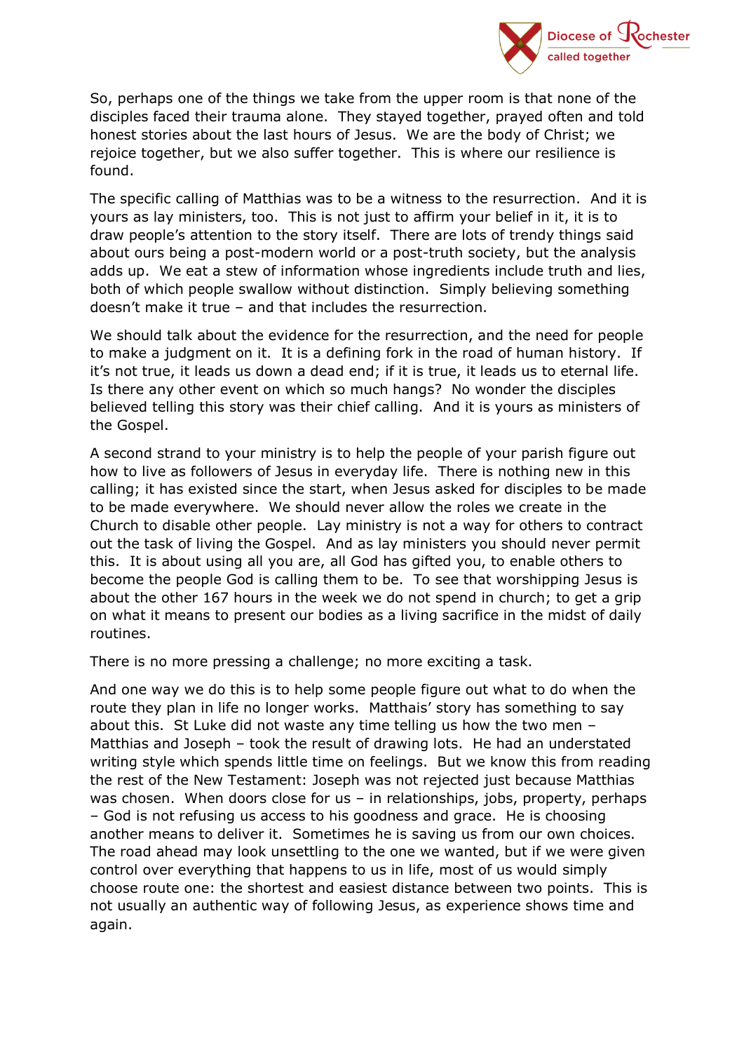So, perhaps one of the things we take from the upper room is that none of the disciples faced their trauma alone. They stayed together, prayed often and told honest stories about the last hours of Jesus. We are the body of Christ; we rejoice together, but we also suffer together. This is where our resilience is found.

The specific calling of Matthias was to be a witness to the resurrection. And it is yours as lay ministers, too. This is not just to affirm your belief in it, it is to draw people's attention to the story itself. There are lots of trendy things said about ours being a post-modern world or a post-truth society, but the analysis adds up. We eat a stew of information whose ingredients include truth and lies, both of which people swallow without distinction. Simply believing something doesn't make it true – and that includes the resurrection.

We should talk about the evidence for the resurrection, and the need for people to make a judgment on it. It is a defining fork in the road of human history. If it's not true, it leads us down a dead end; if it is true, it leads us to eternal life. Is there any other event on which so much hangs? No wonder the disciples believed telling this story was their chief calling. And it is yours as ministers of the Gospel.

A second strand to your ministry is to help the people of your parish figure out how to live as followers of Jesus in everyday life. There is nothing new in this calling; it has existed since the start, when Jesus asked for disciples to be made to be made everywhere. We should never allow the roles we create in the Church to disable other people. Lay ministry is not a way for others to contract out the task of living the Gospel. And as lay ministers you should never permit this. It is about using all you are, all God has gifted you, to enable others to become the people God is calling them to be. To see that worshipping Jesus is about the other 167 hours in the week we do not spend in church; to get a grip on what it means to present our bodies as a living sacrifice in the midst of daily routines.

There is no more pressing a challenge; no more exciting a task.

And one way we do this is to help some people figure out what to do when the route they plan in life no longer works. Matthais' story has something to say about this. St Luke did not waste any time telling us how the two men – Matthias and Joseph – took the result of drawing lots. He had an understated writing style which spends little time on feelings. But we know this from reading the rest of the New Testament: Joseph was not rejected just because Matthias was chosen. When doors close for us – in relationships, jobs, property, perhaps – God is not refusing us access to his goodness and grace. He is choosing another means to deliver it. Sometimes he is saving us from our own choices. The road ahead may look unsettling to the one we wanted, but if we were given control over everything that happens to us in life, most of us would simply choose route one: the shortest and easiest distance between two points. This is not usually an authentic way of following Jesus, as experience shows time and again.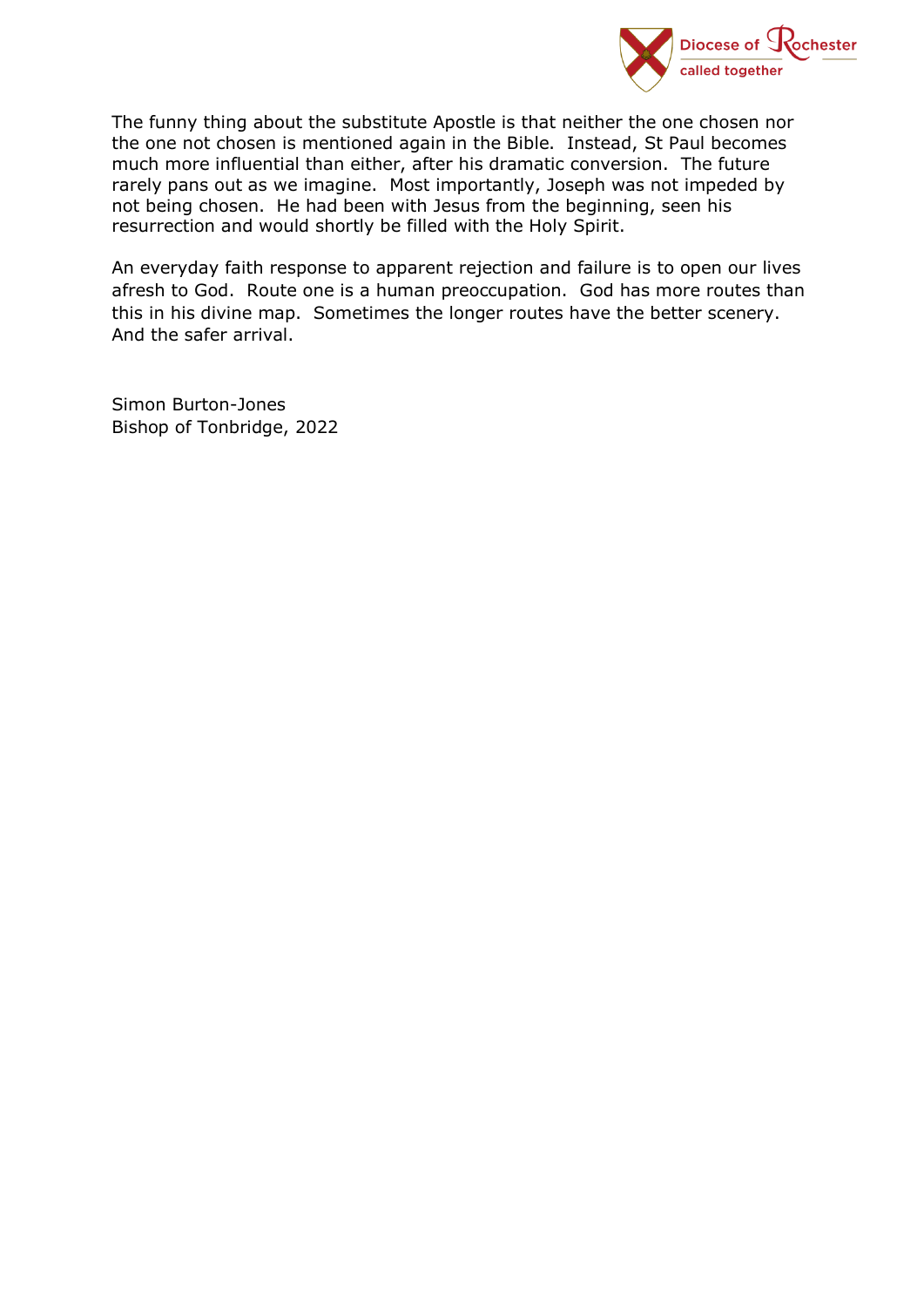The funny thing about the substitute Apostle is that neither the one chosen nor the one not chosen is mentioned again in the Bible.  Instead, St Paul becomes much more influential than either, after his dramatic conversion.  The future rarely pans out as we imagine.  Most importantly, Joseph was not impeded by not being chosen.  He had been with Jesus from the beginning, seen his resurrection and would shortly be filled with the Holy Spirit.

An everyday faith response to apparent rejection and failure is to open our lives afresh to God.  Route one is a human preoccupation.  God has more routes than this in his divine map.  Sometimes the longer routes have the better scenery.  And the safer arrival.

Simon Burton-Jones  
Bishop of Tonbridge, 2022